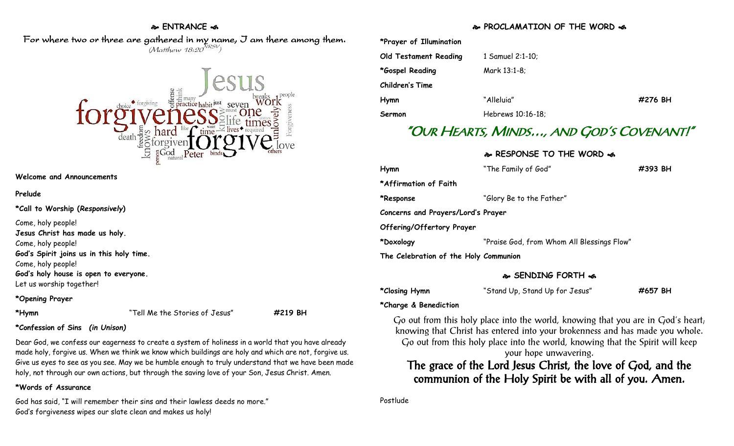## ❧ ENTRANCE ☙

For where two or three are gathered in my name, I am there among them.
*(Matthew 18:20 NRSV)*

**Welcome and Announcements**

**Prelude**

**\*Call to Worship (*Responsively*)**

Come, holy people!
**Jesus Christ has made us holy.**
Come, holy people!
**God's Spirit joins us in this holy time.**
Come, holy people!
**God's holy house is open to everyone.**
Let us worship together!

**\*Opening Prayer**

**\*Hymn** "Tell Me the Stories of Jesus" **#219 BH**

**\*Confession of Sins *(in Unison)***

Dear God, we confess our eagerness to create a system of holiness in a world that you have already made holy, forgive us. When we think we know which buildings are holy and which are not, forgive us. Give us eyes to see as you see. May we be humble enough to truly understand that we have been made holy, not through our own actions, but through the saving love of your Son, Jesus Christ. Amen.

**\*Words of Assurance**

God has said, "I will remember their sins and their lawless deeds no more."
God's forgiveness wipes our slate clean and makes us holy!

## ❧ PROCLAMATION OF THE WORD ☙

**\*Prayer of Illumination**

**Old Testament Reading** 1 Samuel 2:1-10;

**\*Gospel Reading** Mark 13:1-8;

**Children's Time**

**Hymn** "Alleluia" **#276 BH**

**Sermon** Hebrews 10:16-18;

# "Our Hearts, Minds…, and God's Covenant!"

## ❧ RESPONSE TO THE WORD ☙

**Hymn** "The Family of God" **#393 BH**

**\*Affirmation of Faith**

**\*Response** "Glory Be to the Father"

**Concerns and Prayers/Lord's Prayer**

**Offering/Offertory Prayer**

**\*Doxology** "Praise God, from Whom All Blessings Flow"

**The Celebration of the Holy Communion**

## ❧ SENDING FORTH ☙

**\*Closing Hymn** "Stand Up, Stand Up for Jesus" **#657 BH**

**\*Charge & Benediction**

Go out from this holy place into the world, knowing that you are in God's heart; knowing that Christ has entered into your brokenness and has made you whole. Go out from this holy place into the world, knowing that the Spirit will keep your hope unwavering.

**The grace of the Lord Jesus Christ, the love of God, and the communion of the Holy Spirit be with all of you. Amen.**

Postlude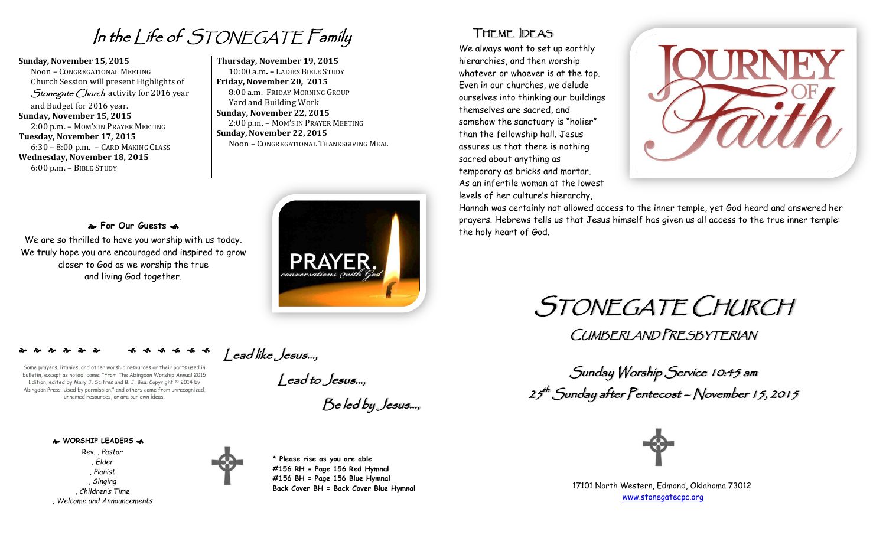# In the Life of STONEGATE Family

**Sunday, November 15, 2015**
Noon – CONGREGATIONAL MEETING
Church Session will present Highlights of *Stonegate Church* activity for 2016 year and Budget for 2016 year.

**Sunday, November 15, 2015**
2:00 p.m. – MOM'S IN PRAYER MEETING

**Tuesday, November 17, 2015**
6:30 – 8:00 p.m. – CARD MAKING CLASS

**Wednesday, November 18, 2015**
6:00 p.m. – BIBLE STUDY

**Thursday, November 19, 2015**
10:00 a.m. – LADIES BIBLE STUDY

**Friday, November 20, 2015**
8:00 a.m. FRIDAY MORNING GROUP
Yard and Building Work

**Sunday, November 22, 2015**
2:00 p.m. – MOM'S IN PRAYER MEETING

**Sunday, November 22, 2015**
Noon – CONGREGATIONAL THANKSGIVING MEAL

**For Our Guests**

We are so thrilled to have you worship with us today. We truly hope you are encouraged and inspired to grow closer to God as we worship the true and living God together.

PRAYER. conversations with God

Some prayers, litanies, and other worship resources or their parts used in bulletin, except as noted, come: "From The Abingdon Worship Annual 2015 Edition, edited by Mary J. Scifres and B. J. Beu. Copyright © 2014 by Abingdon Press. Used by permission." and others come from unrecognized, unnamed resources, or are our own ideas.

*Lead like Jesus...,*

*Lead to Jesus...,*

*Be led by Jesus...,*

**WORSHIP LEADERS**

Rev. , *Pastor*
, *Elder*
, *Pianist*
, *Singing*
, *Children's Time*
, *Welcome and Announcements*

**\* Please rise as you are able**
**#156 RH = Page 156 Red Hymnal**
**#156 BH = Page 156 Blue Hymnal**
**Back Cover BH = Back Cover Blue Hymnal**

## THEME IDEAS

We always want to set up earthly hierarchies, and then worship whatever or whoever is at the top. Even in our churches, we delude ourselves into thinking our buildings themselves are sacred, and somehow the sanctuary is "holier" than the fellowship hall. Jesus assures us that there is nothing sacred about anything as temporary as bricks and mortar. As an infertile woman at the lowest levels of her culture's hierarchy, Hannah was certainly not allowed access to the inner temple, yet God heard and answered her prayers. Hebrews tells us that Jesus himself has given us all access to the true inner temple: the holy heart of God.

JOURNEY OF Faith

# STONEGATE CHURCH

## CUMBERLAND PRESBYTERIAN

*Sunday Worship Service 10:45 am*

*25th Sunday after Pentecost – November 15, 2015*

17101 North Western, Edmond, Oklahoma 73012
www.stonegatecpc.org